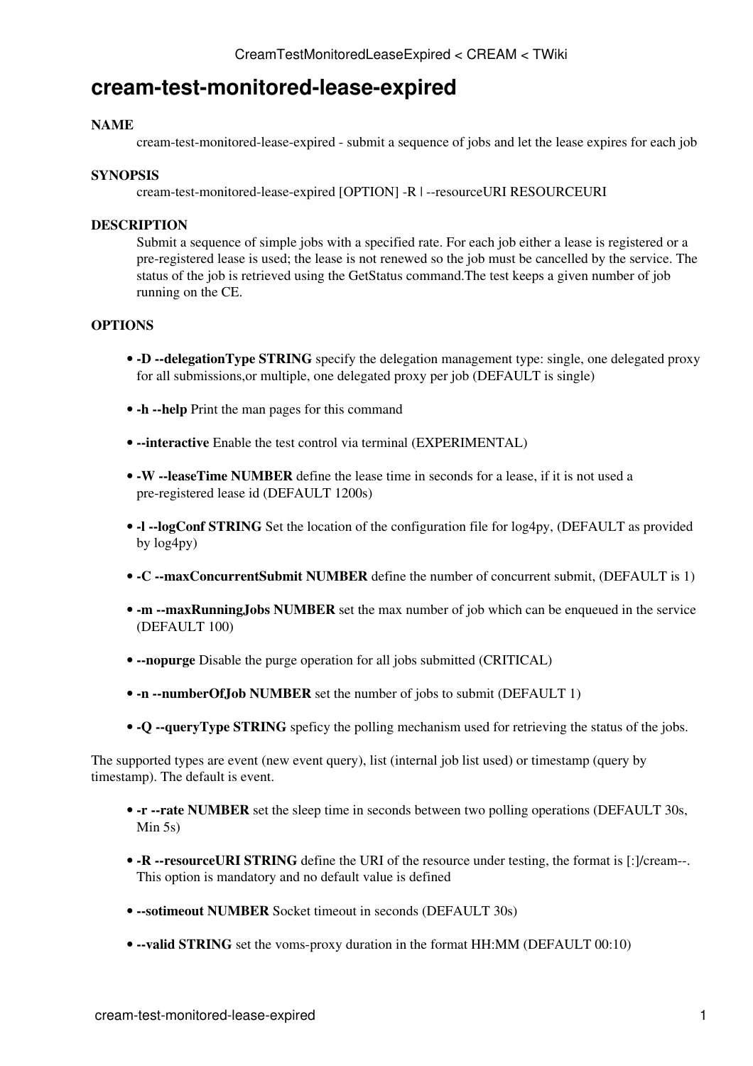# cream-test-monitored-lease-expired

**NAME**

cream-test-monitored-lease-expired - submit a sequence of jobs and let the lease expires for each job

**SYNOPSIS**

cream-test-monitored-lease-expired [OPTION] -R | --resourceURI RESOURCEURI

**DESCRIPTION**

Submit a sequence of simple jobs with a specified rate. For each job either a lease is registered or a pre-registered lease is used; the lease is not renewed so the job must be cancelled by the service. The status of the job is retrieved using the GetStatus command.The test keeps a given number of job running on the CE.

**OPTIONS**

- **-D --delegationType STRING** specify the delegation management type: single, one delegated proxy for all submissions,or multiple, one delegated proxy per job (DEFAULT is single)
- **-h --help** Print the man pages for this command
- **--interactive** Enable the test control via terminal (EXPERIMENTAL)
- **-W --leaseTime NUMBER** define the lease time in seconds for a lease, if it is not used a pre-registered lease id (DEFAULT 1200s)
- **-l --logConf STRING** Set the location of the configuration file for log4py, (DEFAULT as provided by log4py)
- **-C --maxConcurrentSubmit NUMBER** define the number of concurrent submit, (DEFAULT is 1)
- **-m --maxRunningJobs NUMBER** set the max number of job which can be enqueued in the service (DEFAULT 100)
- **--nopurge** Disable the purge operation for all jobs submitted (CRITICAL)
- **-n --numberOfJob NUMBER** set the number of jobs to submit (DEFAULT 1)
- **-Q --queryType STRING** speficy the polling mechanism used for retrieving the status of the jobs.

The supported types are event (new event query), list (internal job list used) or timestamp (query by timestamp). The default is event.

- **-r --rate NUMBER** set the sleep time in seconds between two polling operations (DEFAULT 30s, Min 5s)
- **-R --resourceURI STRING** define the URI of the resource under testing, the format is [:]/cream--. This option is mandatory and no default value is defined
- **--sotimeout NUMBER** Socket timeout in seconds (DEFAULT 30s)
- **--valid STRING** set the voms-proxy duration in the format HH:MM (DEFAULT 00:10)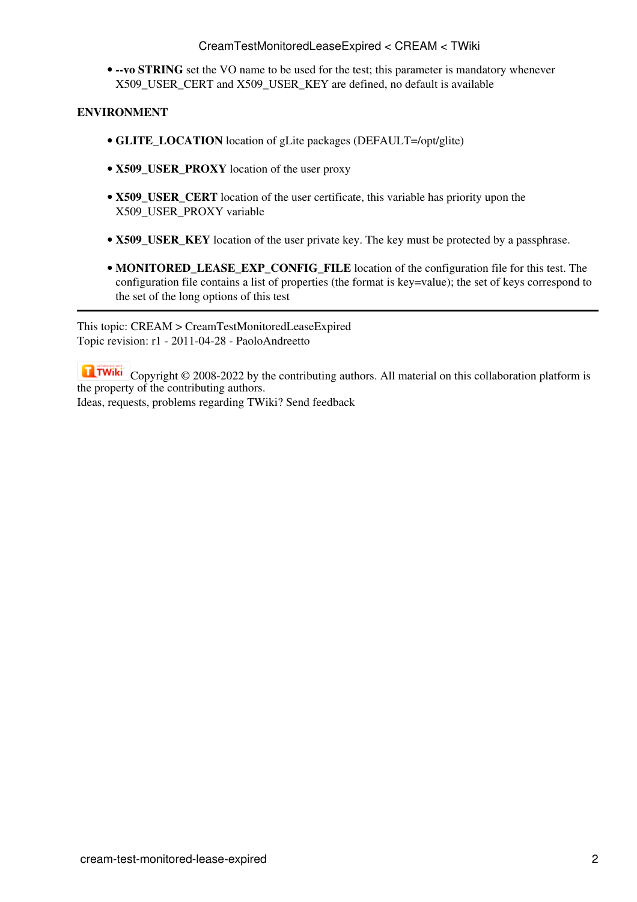- **--vo STRING** set the VO name to be used for the test; this parameter is mandatory whenever X509_USER_CERT and X509_USER_KEY are defined, no default is available

**ENVIRONMENT**

- **GLITE_LOCATION** location of gLite packages (DEFAULT=/opt/glite)
- **X509_USER_PROXY** location of the user proxy
- **X509_USER_CERT** location of the user certificate, this variable has priority upon the X509_USER_PROXY variable
- **X509_USER_KEY** location of the user private key. The key must be protected by a passphrase.
- **MONITORED_LEASE_EXP_CONFIG_FILE** location of the configuration file for this test. The configuration file contains a list of properties (the format is key=value); the set of keys correspond to the set of the long options of this test

---

This topic: CREAM > CreamTestMonitoredLeaseExpired
Topic revision: r1 - 2011-04-28 - PaoloAndreetto

Copyright © 2008-2022 by the contributing authors. All material on this collaboration platform is the property of the contributing authors.
Ideas, requests, problems regarding TWiki? Send feedback